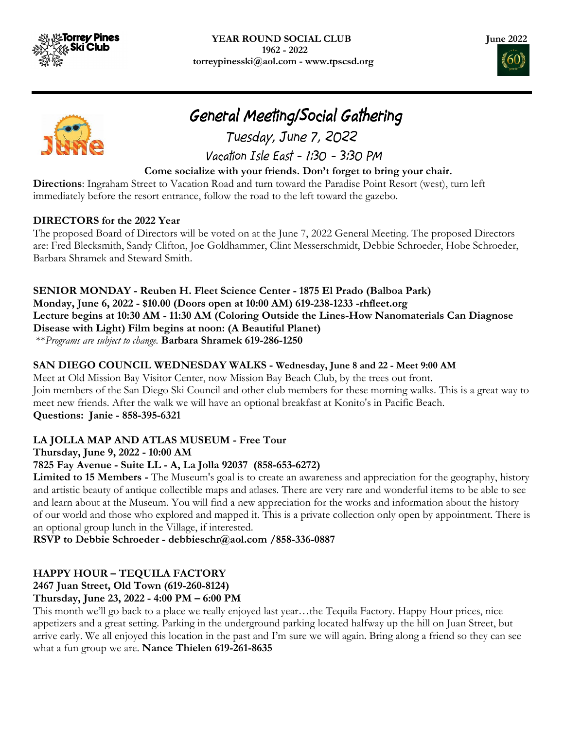**YEAR ROUND SOCIAL CLUB**
**1962 - 2022**
**torreypinesski@aol.com - www.tpscsd.org**

**June 2022**

# General Meeting/Social Gathering

## Tuesday, June 7, 2022

### Vacation Isle East - 1:30 - 3:30 PM

**Come socialize with your friends. Don't forget to bring your chair.**

**Directions**: Ingraham Street to Vacation Road and turn toward the Paradise Point Resort (west), turn left immediately before the resort entrance, follow the road to the left toward the gazebo.

**DIRECTORS for the 2022 Year**

The proposed Board of Directors will be voted on at the June 7, 2022 General Meeting. The proposed Directors are: Fred Blecksmith, Sandy Clifton, Joe Goldhammer, Clint Messerschmidt, Debbie Schroeder, Hobe Schroeder, Barbara Shramek and Steward Smith.

**SENIOR MONDAY - Reuben H. Fleet Science Center - 1875 El Prado (Balboa Park)**
**Monday, June 6, 2022 - $10.00 (Doors open at 10:00 AM) 619-238-1233 -rhfleet.org**
**Lecture begins at 10:30 AM - 11:30 AM (Coloring Outside the Lines-How Nanomaterials Can Diagnose Disease with Light) Film begins at noon: (A Beautiful Planet)**
*\*\*Programs are subject to change.* **Barbara Shramek 619-286-1250**

**SAN DIEGO COUNCIL WEDNESDAY WALKS - Wednesday, June 8 and 22 - Meet 9:00 AM**

Meet at Old Mission Bay Visitor Center, now Mission Bay Beach Club, by the trees out front.
Join members of the San Diego Ski Council and other club members for these morning walks. This is a great way to meet new friends. After the walk we will have an optional breakfast at Konito's in Pacific Beach.
**Questions: Janie - 858-395-6321**

**LA JOLLA MAP AND ATLAS MUSEUM - Free Tour**
**Thursday, June 9, 2022 - 10:00 AM**
**7825 Fay Avenue - Suite LL - A, La Jolla 92037 (858-653-6272)**

**Limited to 15 Members -** The Museum's goal is to create an awareness and appreciation for the geography, history and artistic beauty of antique collectible maps and atlases. There are very rare and wonderful items to be able to see and learn about at the Museum. You will find a new appreciation for the works and information about the history of our world and those who explored and mapped it. This is a private collection only open by appointment. There is an optional group lunch in the Village, if interested.
**RSVP to Debbie Schroeder - debbieschr@aol.com /858-336-0887**

**HAPPY HOUR – TEQUILA FACTORY**
**2467 Juan Street, Old Town (619-260-8124)**
**Thursday, June 23, 2022 - 4:00 PM – 6:00 PM**

This month we'll go back to a place we really enjoyed last year…the Tequila Factory. Happy Hour prices, nice appetizers and a great setting. Parking in the underground parking located halfway up the hill on Juan Street, but arrive early. We all enjoyed this location in the past and I'm sure we will again. Bring along a friend so they can see what a fun group we are. **Nance Thielen 619-261-8635**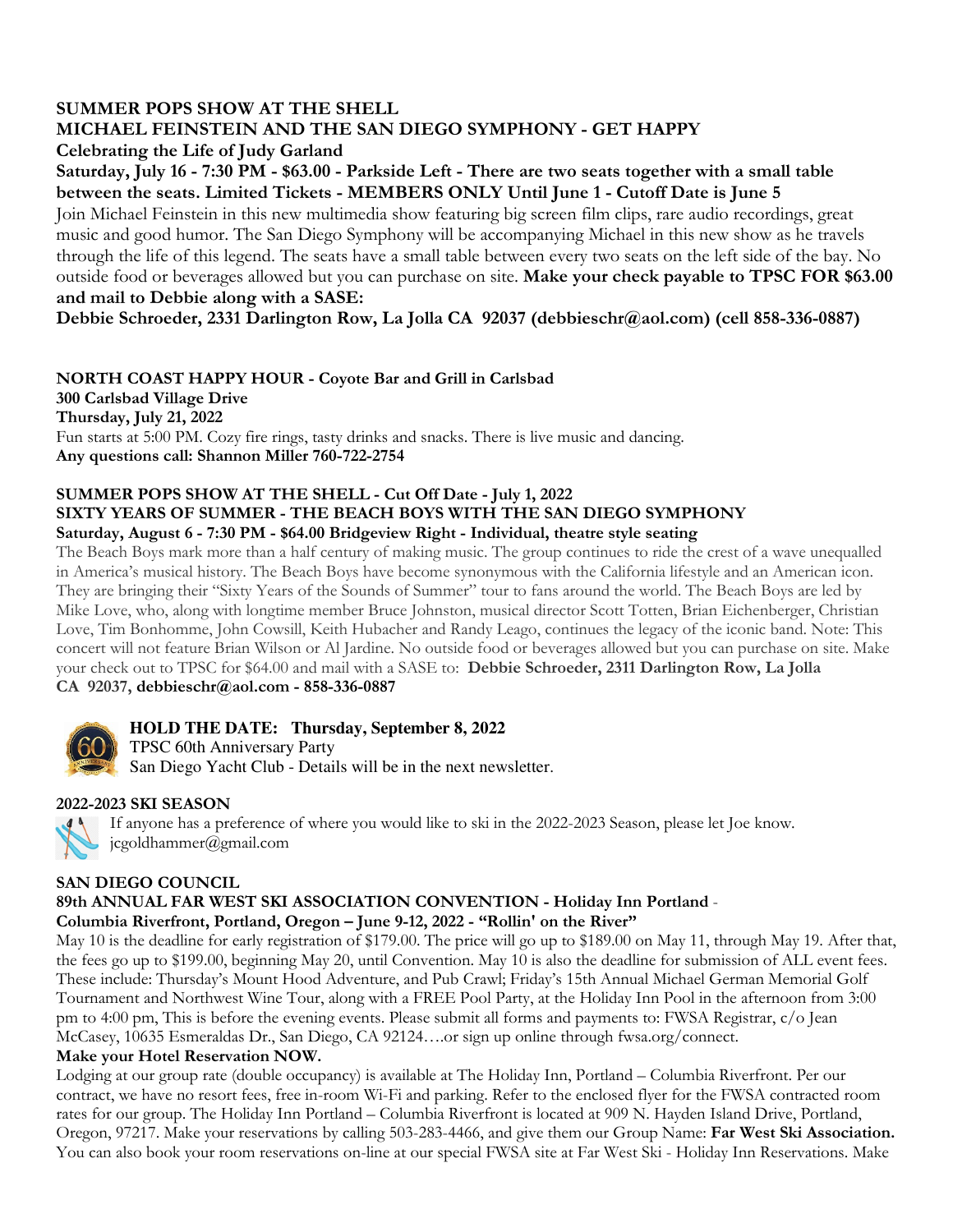**SUMMER POPS SHOW AT THE SHELL**
**MICHAEL FEINSTEIN AND THE SAN DIEGO SYMPHONY - GET HAPPY**
**Celebrating the Life of Judy Garland**
**Saturday, July 16 - 7:30 PM - $63.00 - Parkside Left - There are two seats together with a small table between the seats. Limited Tickets - MEMBERS ONLY Until June 1 - Cutoff Date is June 5**

Join Michael Feinstein in this new multimedia show featuring big screen film clips, rare audio recordings, great music and good humor. The San Diego Symphony will be accompanying Michael in this new show as he travels through the life of this legend. The seats have a small table between every two seats on the left side of the bay. No outside food or beverages allowed but you can purchase on site. **Make your check payable to TPSC FOR $63.00 and mail to Debbie along with a SASE:**
**Debbie Schroeder, 2331 Darlington Row, La Jolla CA 92037 (debbieschr@aol.com) (cell 858-336-0887)**

**NORTH COAST HAPPY HOUR - Coyote Bar and Grill in Carlsbad**
**300 Carlsbad Village Drive**
**Thursday, July 21, 2022**
Fun starts at 5:00 PM. Cozy fire rings, tasty drinks and snacks. There is live music and dancing.
**Any questions call: Shannon Miller 760-722-2754**

**SUMMER POPS SHOW AT THE SHELL - Cut Off Date - July 1, 2022**
**SIXTY YEARS OF SUMMER - THE BEACH BOYS WITH THE SAN DIEGO SYMPHONY**
**Saturday, August 6 - 7:30 PM - $64.00 Bridgeview Right - Individual, theatre style seating**

The Beach Boys mark more than a half century of making music. The group continues to ride the crest of a wave unequalled in America's musical history. The Beach Boys have become synonymous with the California lifestyle and an American icon. They are bringing their "Sixty Years of the Sounds of Summer" tour to fans around the world. The Beach Boys are led by Mike Love, who, along with longtime member Bruce Johnston, musical director Scott Totten, Brian Eichenberger, Christian Love, Tim Bonhomme, John Cowsill, Keith Hubacher and Randy Leago, continues the legacy of the iconic band. Note: This concert will not feature Brian Wilson or Al Jardine. No outside food or beverages allowed but you can purchase on site. Make your check out to TPSC for $64.00 and mail with a SASE to: **Debbie Schroeder, 2311 Darlington Row, La Jolla CA 92037, debbieschr@aol.com - 858-336-0887**

**HOLD THE DATE: Thursday, September 8, 2022**
TPSC 60th Anniversary Party
San Diego Yacht Club - Details will be in the next newsletter.

**2022-2023 SKI SEASON**
If anyone has a preference of where you would like to ski in the 2022-2023 Season, please let Joe know. jcgoldhammer@gmail.com

**SAN DIEGO COUNCIL**
**89th ANNUAL FAR WEST SKI ASSOCIATION CONVENTION - Holiday Inn Portland - Columbia Riverfront, Portland, Oregon – June 9-12, 2022 - "Rollin' on the River"**

May 10 is the deadline for early registration of $179.00. The price will go up to $189.00 on May 11, through May 19. After that, the fees go up to $199.00, beginning May 20, until Convention. May 10 is also the deadline for submission of ALL event fees. These include: Thursday's Mount Hood Adventure, and Pub Crawl; Friday's 15th Annual Michael German Memorial Golf Tournament and Northwest Wine Tour, along with a FREE Pool Party, at the Holiday Inn Pool in the afternoon from 3:00 pm to 4:00 pm, This is before the evening events. Please submit all forms and payments to: FWSA Registrar, c/o Jean McCasey, 10635 Esmeraldas Dr., San Diego, CA 92124….or sign up online through fwsa.org/connect.

**Make your Hotel Reservation NOW.**

Lodging at our group rate (double occupancy) is available at The Holiday Inn, Portland – Columbia Riverfront. Per our contract, we have no resort fees, free in-room Wi-Fi and parking. Refer to the enclosed flyer for the FWSA contracted room rates for our group. The Holiday Inn Portland – Columbia Riverfront is located at 909 N. Hayden Island Drive, Portland, Oregon, 97217. Make your reservations by calling 503-283-4466, and give them our Group Name: **Far West Ski Association.** You can also book your room reservations on-line at our special FWSA site at Far West Ski - Holiday Inn Reservations. Make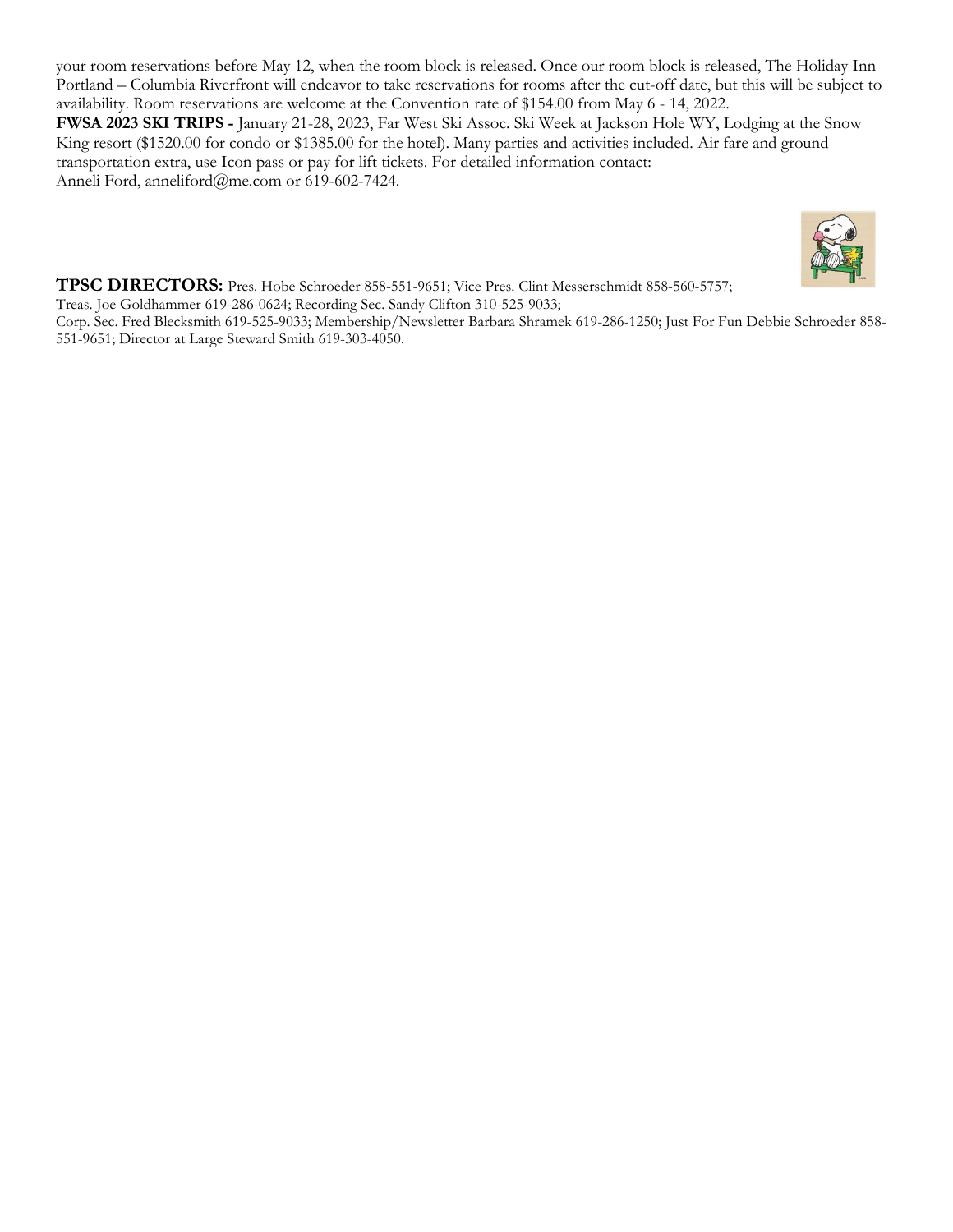your room reservations before May 12, when the room block is released. Once our room block is released, The Holiday Inn Portland – Columbia Riverfront will endeavor to take reservations for rooms after the cut-off date, but this will be subject to availability. Room reservations are welcome at the Convention rate of $154.00 from May 6 - 14, 2022.

**FWSA 2023 SKI TRIPS -** January 21-28, 2023, Far West Ski Assoc. Ski Week at Jackson Hole WY, Lodging at the Snow King resort ($1520.00 for condo or $1385.00 for the hotel). Many parties and activities included. Air fare and ground transportation extra, use Icon pass or pay for lift tickets. For detailed information contact:
Anneli Ford, anneliford@me.com or 619-602-7424.

**TPSC DIRECTORS:** Pres. Hobe Schroeder 858-551-9651; Vice Pres. Clint Messerschmidt 858-560-5757; Treas. Joe Goldhammer 619-286-0624; Recording Sec. Sandy Clifton 310-525-9033; Corp. Sec. Fred Blecksmith 619-525-9033; Membership/Newsletter Barbara Shramek 619-286-1250; Just For Fun Debbie Schroeder 858-551-9651; Director at Large Steward Smith 619-303-4050.